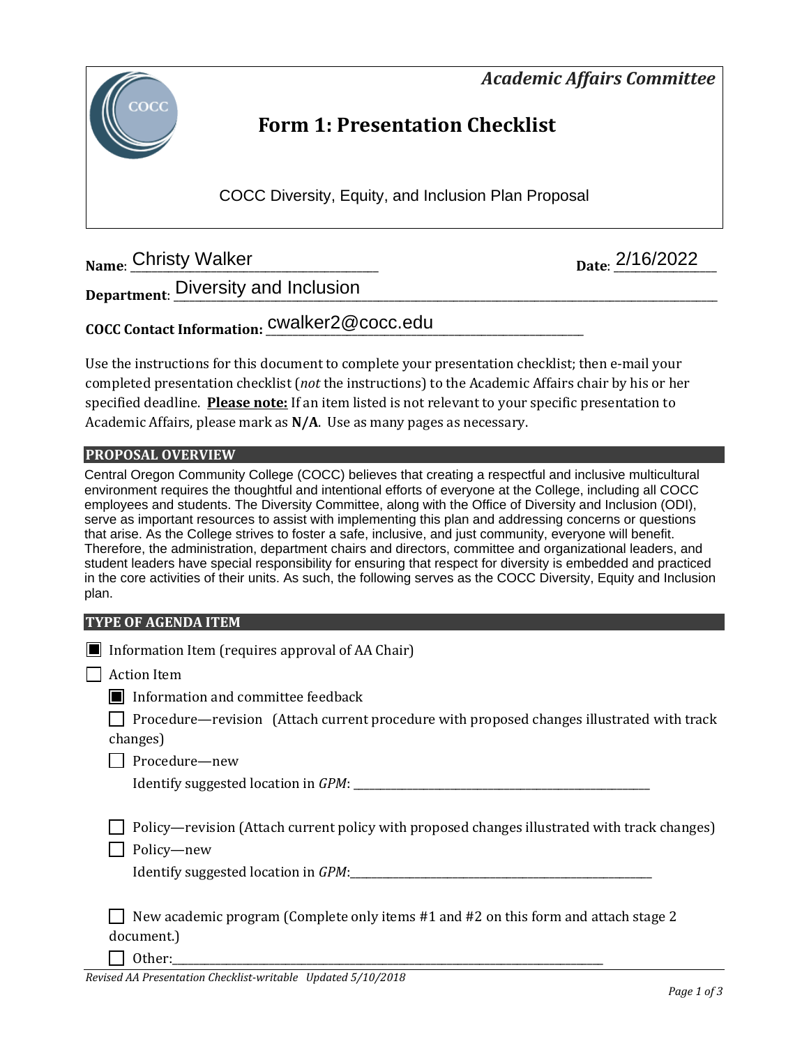*Academic Affairs Committee*

# Form 1: Presentation Checklist

COCC Diversity, Equity, and Inclusion Plan Proposal

**Name**: Christy Walker **Date**: 2/16/2022

**Department**: Diversity and Inclusion

**COCC Contact Information:** cwalker2@cocc.edu

Use the instructions for this document to complete your presentation checklist; then e-mail your completed presentation checklist (*not* the instructions) to the Academic Affairs chair by his or her specified deadline. **Please note:** If an item listed is not relevant to your specific presentation to Academic Affairs, please mark as **N/A**. Use as many pages as necessary.

## PROPOSAL OVERVIEW

Central Oregon Community College (COCC) believes that creating a respectful and inclusive multicultural environment requires the thoughtful and intentional efforts of everyone at the College, including all COCC employees and students. The Diversity Committee, along with the Office of Diversity and Inclusion (ODI), serve as important resources to assist with implementing this plan and addressing concerns or questions that arise. As the College strives to foster a safe, inclusive, and just community, everyone will benefit. Therefore, the administration, department chairs and directors, committee and organizational leaders, and student leaders have special responsibility for ensuring that respect for diversity is embedded and practiced in the core activities of their units. As such, the following serves as the COCC Diversity, Equity and Inclusion plan.

## TYPE OF AGENDA ITEM

- [x] Information Item (requires approval of AA Chair)
- [ ] Action Item
  - [x] Information and committee feedback
  - [ ] Procedure—revision (Attach current procedure with proposed changes illustrated with track changes)
  - [ ] Procedure—new
    Identify suggested location in *GPM*: ______
  - [ ] Policy—revision (Attach current policy with proposed changes illustrated with track changes)
  - [ ] Policy—new
    Identify suggested location in *GPM*: ______
  - [ ] New academic program (Complete only items #1 and #2 on this form and attach stage 2 document.)
  - [ ] Other: ______

*Revised AA Presentation Checklist-writable Updated 5/10/2018*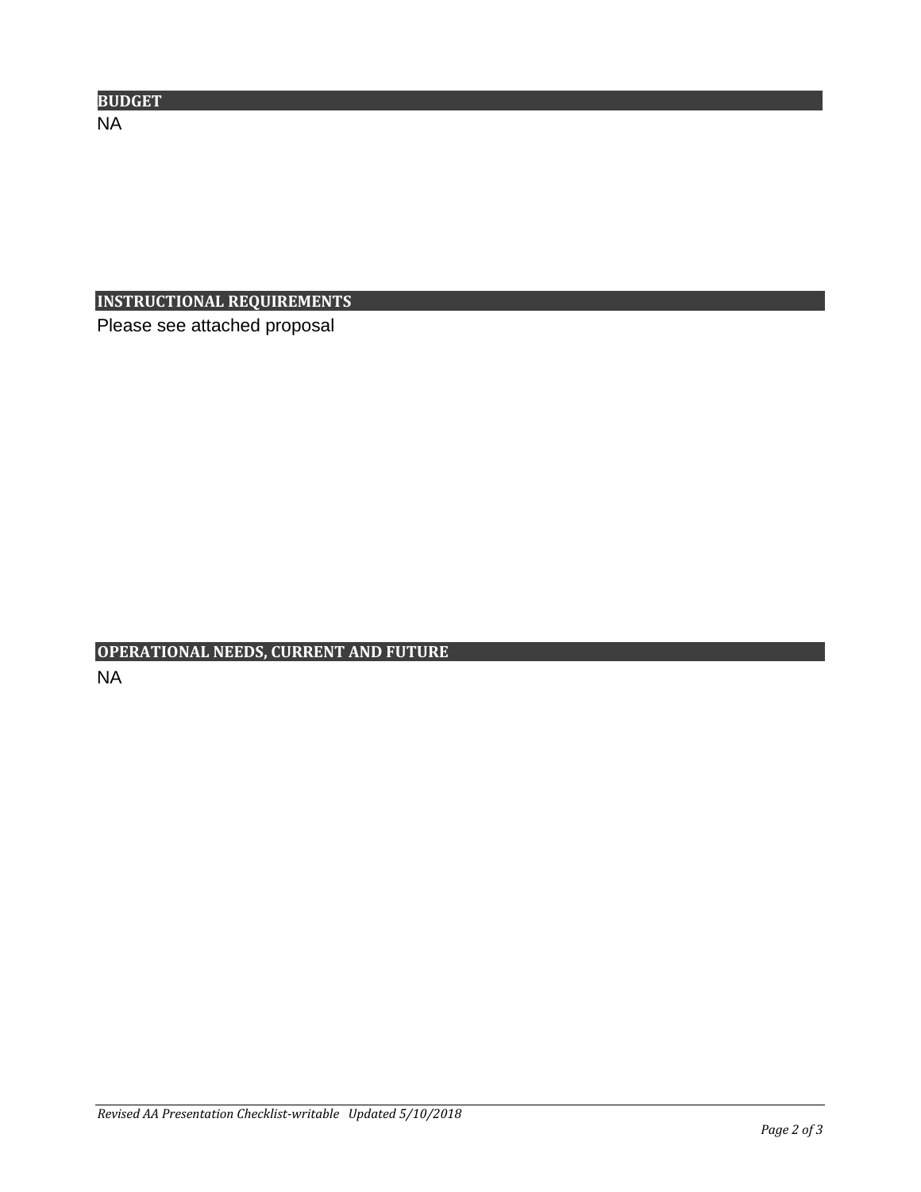## BUDGET

NA

## INSTRUCTIONAL REQUIREMENTS

Please see attached proposal

## OPERATIONAL NEEDS, CURRENT AND FUTURE

NA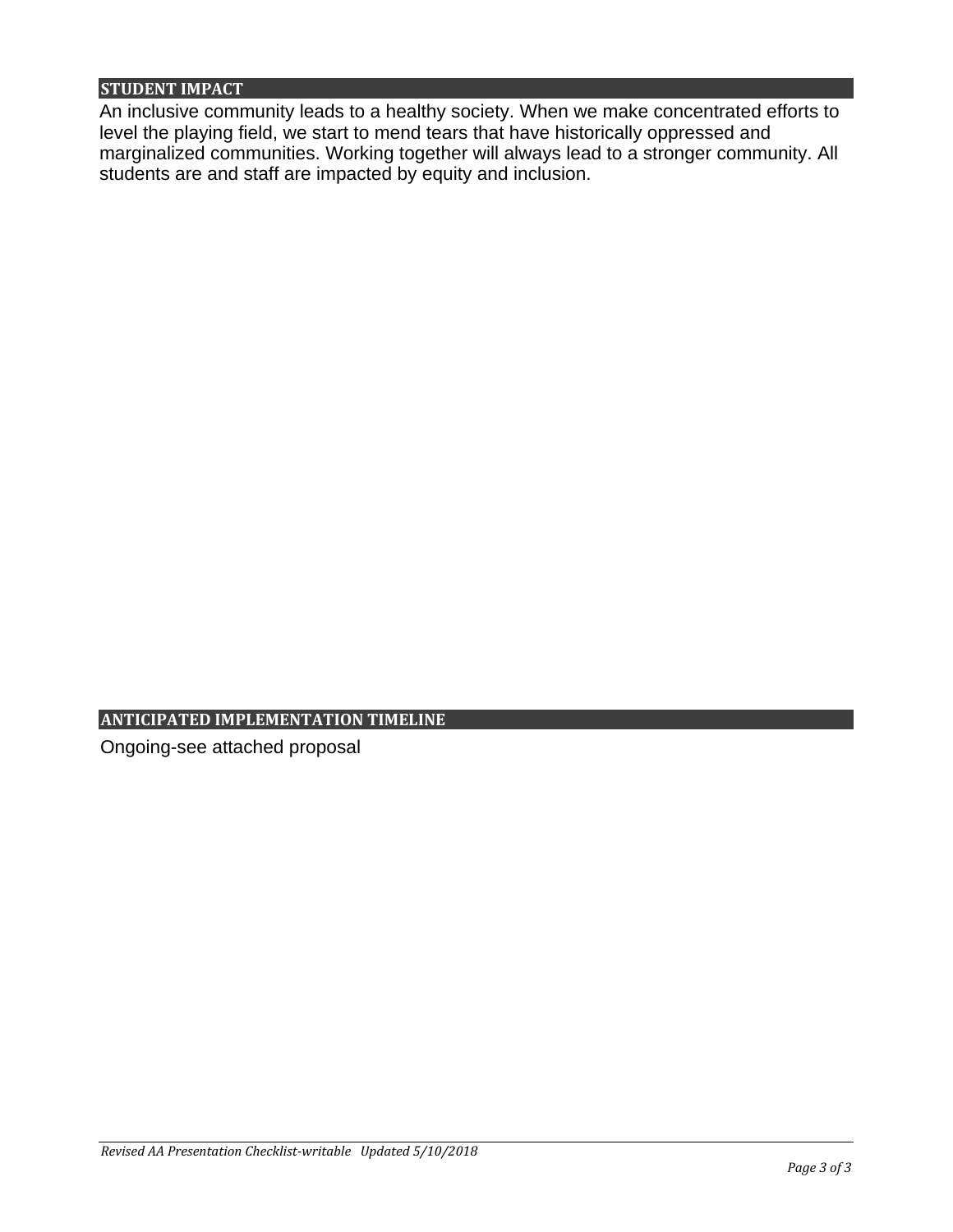## STUDENT IMPACT

An inclusive community leads to a healthy society. When we make concentrated efforts to level the playing field, we start to mend tears that have historically oppressed and marginalized communities. Working together will always lead to a stronger community. All students are and staff are impacted by equity and inclusion.

## ANTICIPATED IMPLEMENTATION TIMELINE

Ongoing-see attached proposal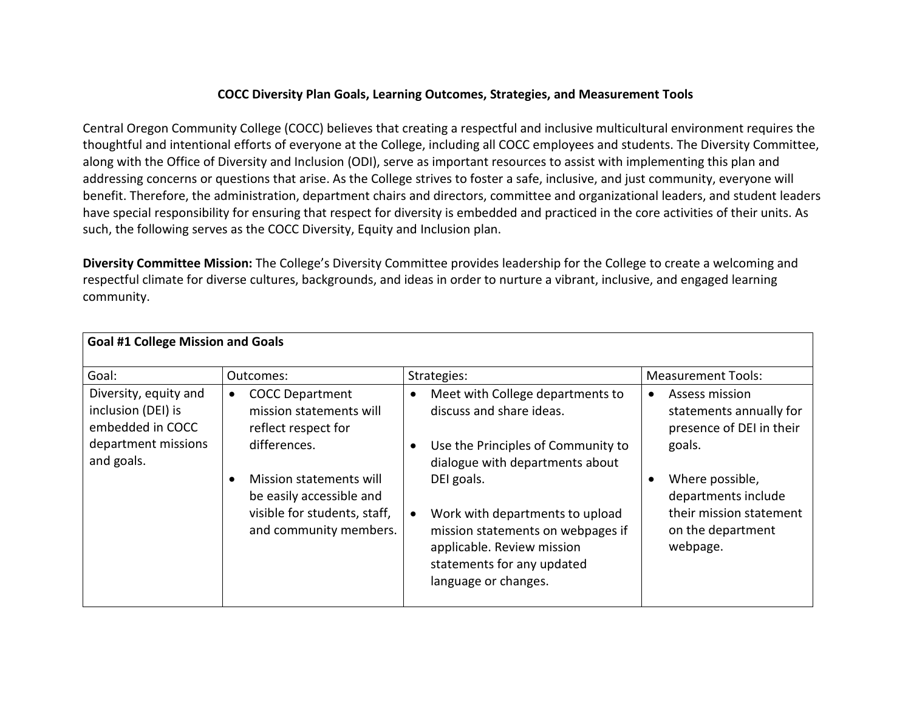**COCC Diversity Plan Goals, Learning Outcomes, Strategies, and Measurement Tools**

Central Oregon Community College (COCC) believes that creating a respectful and inclusive multicultural environment requires the thoughtful and intentional efforts of everyone at the College, including all COCC employees and students. The Diversity Committee, along with the Office of Diversity and Inclusion (ODI), serve as important resources to assist with implementing this plan and addressing concerns or questions that arise. As the College strives to foster a safe, inclusive, and just community, everyone will benefit. Therefore, the administration, department chairs and directors, committee and organizational leaders, and student leaders have special responsibility for ensuring that respect for diversity is embedded and practiced in the core activities of their units. As such, the following serves as the COCC Diversity, Equity and Inclusion plan.

**Diversity Committee Mission:** The College's Diversity Committee provides leadership for the College to create a welcoming and respectful climate for diverse cultures, backgrounds, and ideas in order to nurture a vibrant, inclusive, and engaged learning community.

| **Goal #1 College Mission and Goals** | | | |
|---|---|---|---|
| Goal: | Outcomes: | Strategies: | Measurement Tools: |
| Diversity, equity and inclusion (DEI) is embedded in COCC department missions and goals. | • COCC Department mission statements will reflect respect for differences.<br><br>• Mission statements will be easily accessible and visible for students, staff, and community members. | • Meet with College departments to discuss and share ideas.<br><br>• Use the Principles of Community to dialogue with departments about DEI goals.<br><br>• Work with departments to upload mission statements on webpages if applicable. Review mission statements for any updated language or changes. | • Assess mission statements annually for presence of DEI in their goals.<br><br>• Where possible, departments include their mission statement on the department webpage. |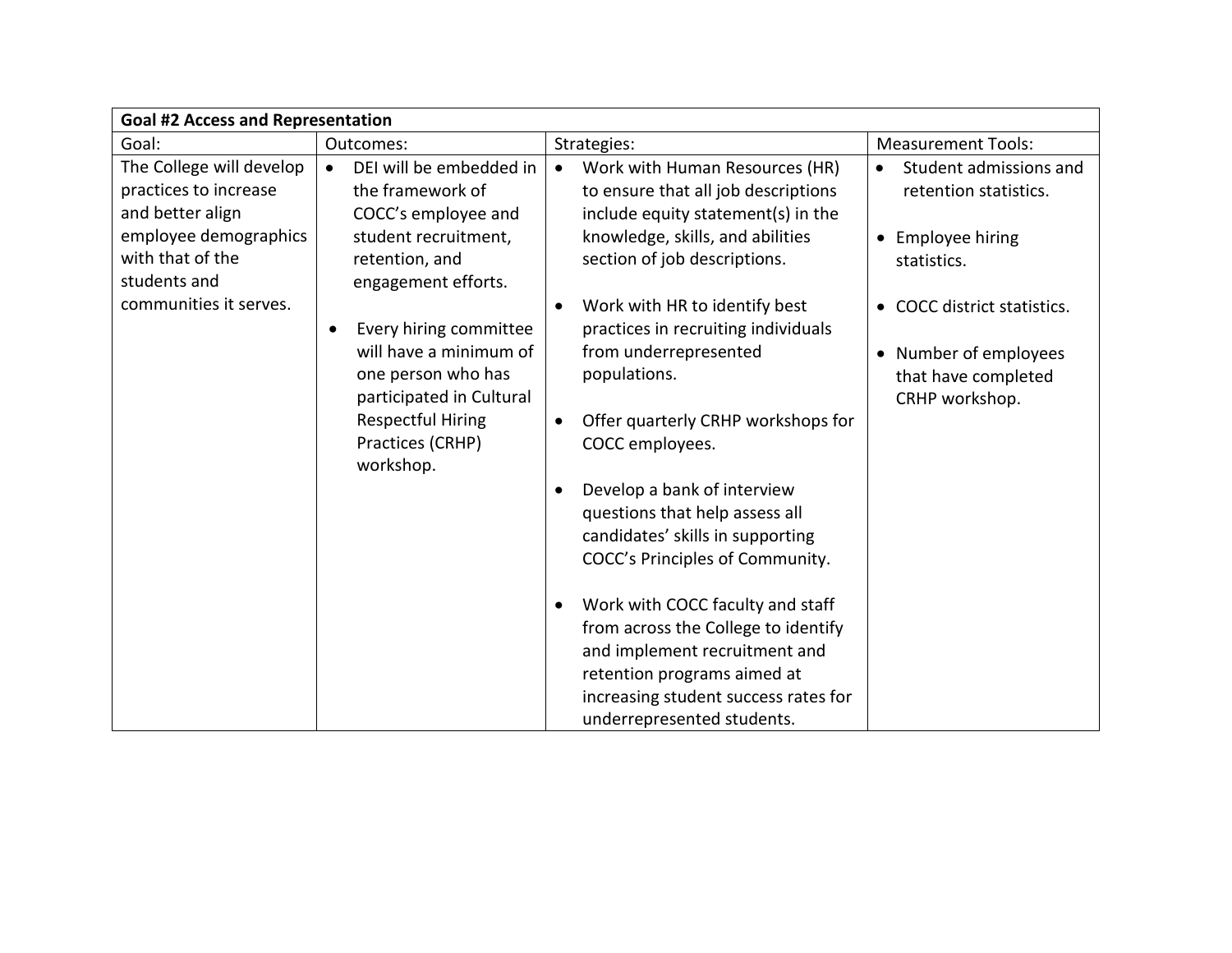| Goal #2 Access and Representation | | | |
|---|---|---|---|
| Goal: | Outcomes: | Strategies: | Measurement Tools: |
| The College will develop practices to increase and better align employee demographics with that of the students and communities it serves. | • DEI will be embedded in the framework of COCC's employee and student recruitment, retention, and engagement efforts.<br><br>• Every hiring committee will have a minimum of one person who has participated in Cultural Respectful Hiring Practices (CRHP) workshop. | • Work with Human Resources (HR) to ensure that all job descriptions include equity statement(s) in the knowledge, skills, and abilities section of job descriptions.<br><br>• Work with HR to identify best practices in recruiting individuals from underrepresented populations.<br><br>• Offer quarterly CRHP workshops for COCC employees.<br><br>• Develop a bank of interview questions that help assess all candidates' skills in supporting COCC's Principles of Community.<br><br>• Work with COCC faculty and staff from across the College to identify and implement recruitment and retention programs aimed at increasing student success rates for underrepresented students. | • Student admissions and retention statistics.<br><br>• Employee hiring statistics.<br><br>• COCC district statistics.<br><br>• Number of employees that have completed CRHP workshop. |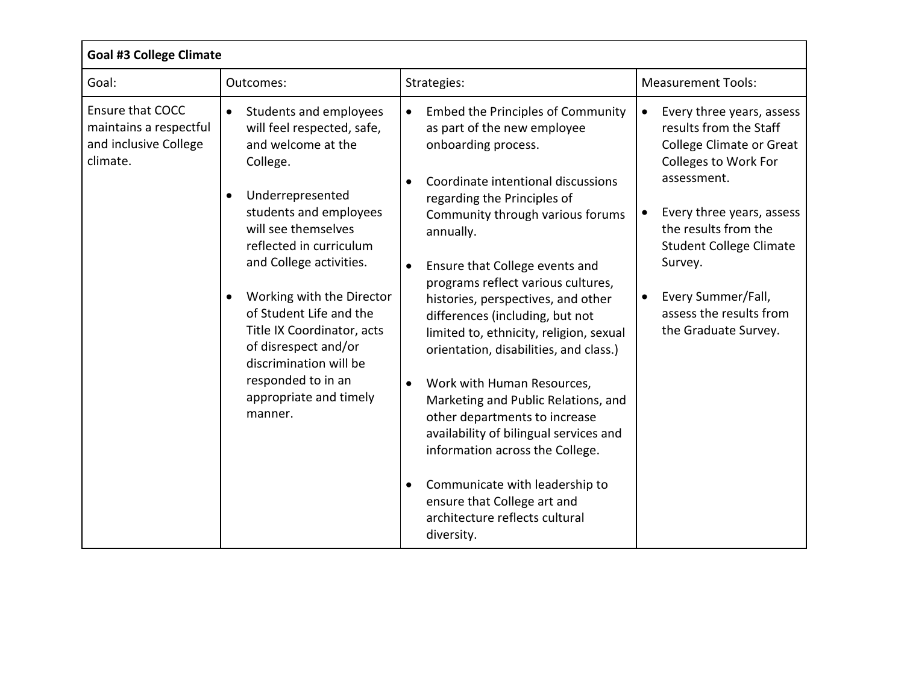| Goal #3 College Climate | | | |
|---|---|---|---|
| Goal: | Outcomes: | Strategies: | Measurement Tools: |
| Ensure that COCC maintains a respectful and inclusive College climate. | • Students and employees will feel respected, safe, and welcome at the College.<br><br>• Underrepresented students and employees will see themselves reflected in curriculum and College activities.<br><br>• Working with the Director of Student Life and the Title IX Coordinator, acts of disrespect and/or discrimination will be responded to in an appropriate and timely manner. | • Embed the Principles of Community as part of the new employee onboarding process.<br><br>• Coordinate intentional discussions regarding the Principles of Community through various forums annually.<br><br>• Ensure that College events and programs reflect various cultures, histories, perspectives, and other differences (including, but not limited to, ethnicity, religion, sexual orientation, disabilities, and class.)<br><br>• Work with Human Resources, Marketing and Public Relations, and other departments to increase availability of bilingual services and information across the College.<br><br>• Communicate with leadership to ensure that College art and architecture reflects cultural diversity. | • Every three years, assess results from the Staff College Climate or Great Colleges to Work For assessment.<br><br>• Every three years, assess the results from the Student College Climate Survey.<br><br>• Every Summer/Fall, assess the results from the Graduate Survey. |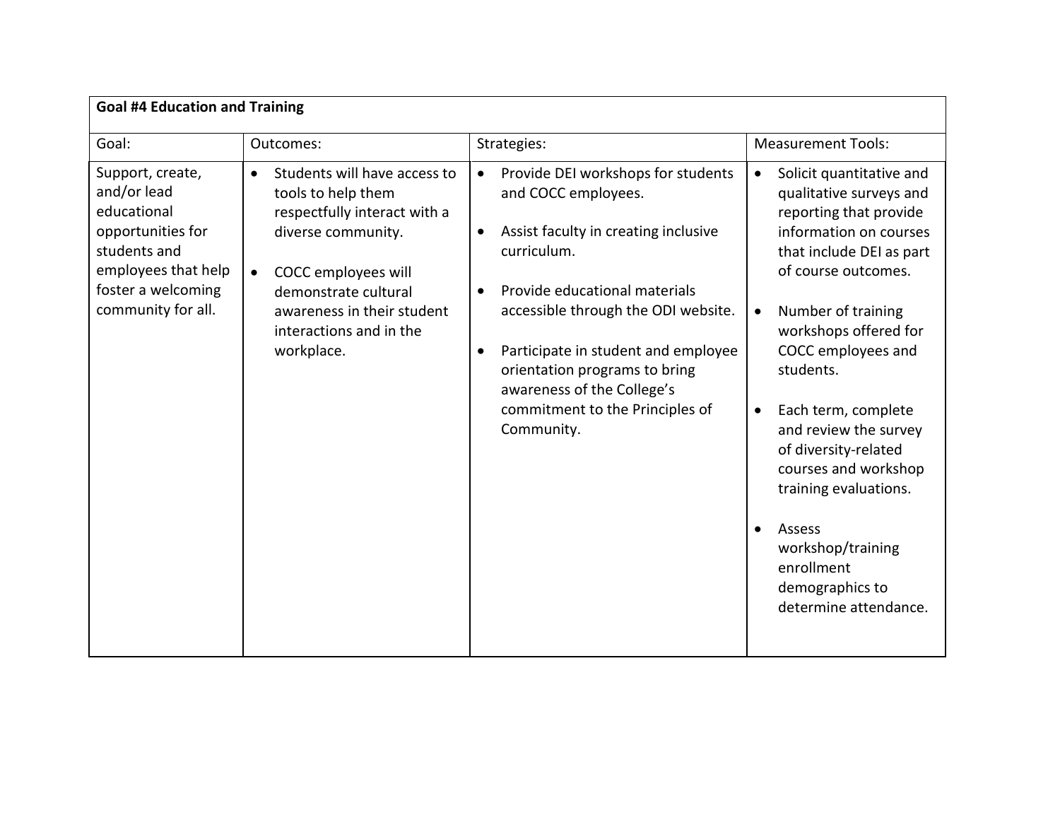| **Goal #4 Education and Training** | | | |
|---|---|---|---|
| Goal: | Outcomes: | Strategies: | Measurement Tools: |
| Support, create, and/or lead educational opportunities for students and employees that help foster a welcoming community for all. | • Students will have access to tools to help them respectfully interact with a diverse community.<br><br>• COCC employees will demonstrate cultural awareness in their student interactions and in the workplace. | • Provide DEI workshops for students and COCC employees.<br><br>• Assist faculty in creating inclusive curriculum.<br><br>• Provide educational materials accessible through the ODI website.<br><br>• Participate in student and employee orientation programs to bring awareness of the College's commitment to the Principles of Community. | • Solicit quantitative and qualitative surveys and reporting that provide information on courses that include DEI as part of course outcomes.<br><br>• Number of training workshops offered for COCC employees and students.<br><br>• Each term, complete and review the survey of diversity-related courses and workshop training evaluations.<br><br>• Assess workshop/training enrollment demographics to determine attendance. |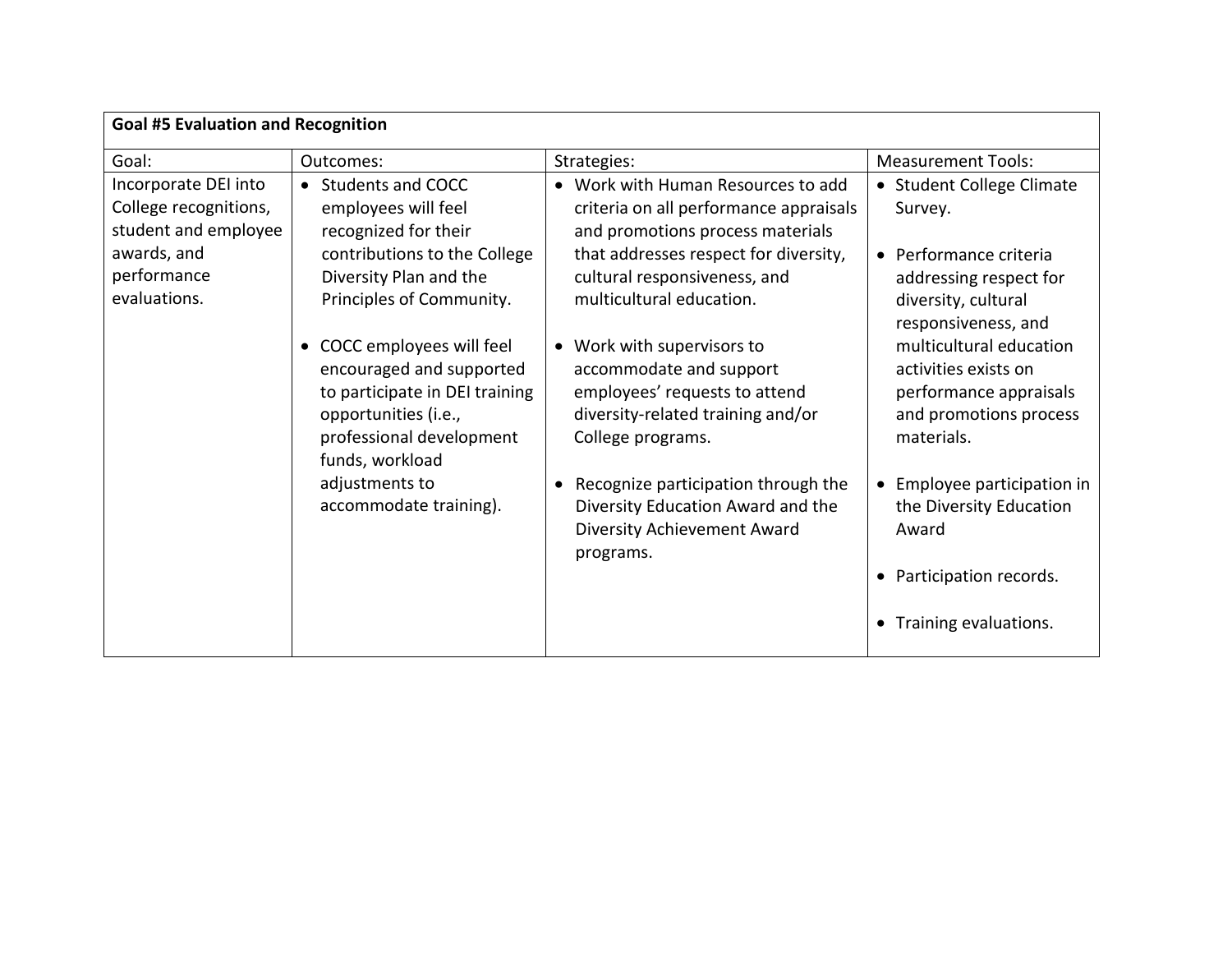| **Goal #5 Evaluation and Recognition** | | | |
|---|---|---|---|
| Goal: | Outcomes: | Strategies: | Measurement Tools: |
| Incorporate DEI into College recognitions, student and employee awards, and performance evaluations. | • Students and COCC employees will feel recognized for their contributions to the College Diversity Plan and the Principles of Community.<br><br>• COCC employees will feel encouraged and supported to participate in DEI training opportunities (i.e., professional development funds, workload adjustments to accommodate training). | • Work with Human Resources to add criteria on all performance appraisals and promotions process materials that addresses respect for diversity, cultural responsiveness, and multicultural education.<br><br>• Work with supervisors to accommodate and support employees' requests to attend diversity-related training and/or College programs.<br><br>• Recognize participation through the Diversity Education Award and the Diversity Achievement Award programs. | • Student College Climate Survey.<br><br>• Performance criteria addressing respect for diversity, cultural responsiveness, and multicultural education activities exists on performance appraisals and promotions process materials.<br><br>• Employee participation in the Diversity Education Award<br><br>• Participation records.<br><br>• Training evaluations. |